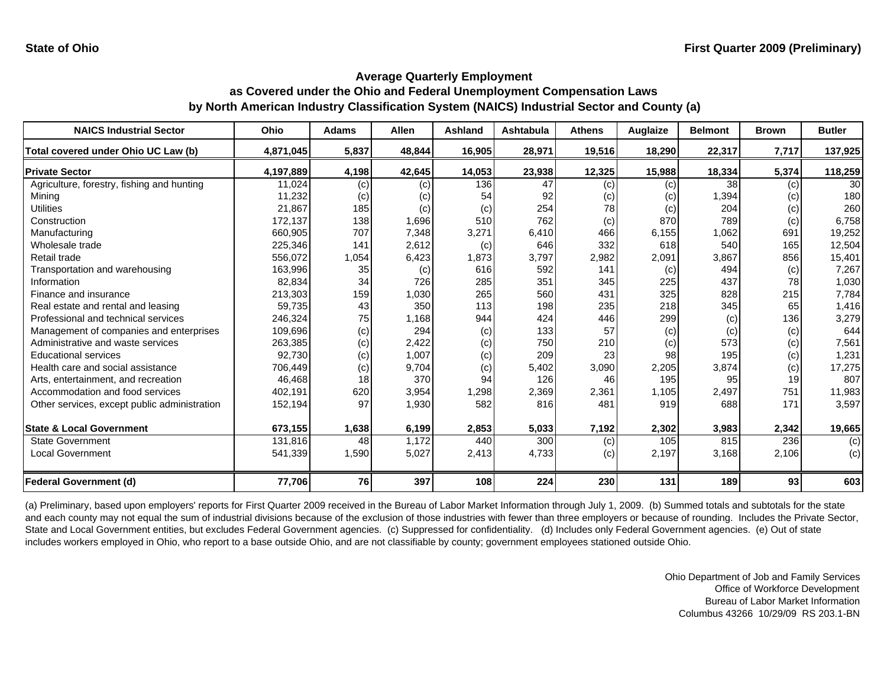State of Ohio

First Quarter 2009 (Preliminary)

## Average Quarterly Employment
## as Covered under the Ohio and Federal Unemployment Compensation Laws
## by North American Industry Classification System (NAICS) Industrial Sector and County (a)

| NAICS Industrial Sector | Ohio | Adams | Allen | Ashland | Ashtabula | Athens | Auglaize | Belmont | Brown | Butler |
|---|---|---|---|---|---|---|---|---|---|---|
| **Total covered under Ohio UC Law (b)** | **4,871,045** | **5,837** | **48,844** | **16,905** | **28,971** | **19,516** | **18,290** | **22,317** | **7,717** | **137,925** |
| **Private Sector** | **4,197,889** | **4,198** | **42,645** | **14,053** | **23,938** | **12,325** | **15,988** | **18,334** | **5,374** | **118,259** |
| Agriculture, forestry, fishing and hunting | 11,024 | (c) | (c) | 136 | 47 | (c) | (c) | 38 | (c) | 30 |
| Mining | 11,232 | (c) | (c) | 54 | 92 | (c) | (c) | 1,394 | (c) | 180 |
| Utilities | 21,867 | 185 | (c) | (c) | 254 | 78 | (c) | 204 | (c) | 260 |
| Construction | 172,137 | 138 | 1,696 | 510 | 762 | (c) | 870 | 789 | (c) | 6,758 |
| Manufacturing | 660,905 | 707 | 7,348 | 3,271 | 6,410 | 466 | 6,155 | 1,062 | 691 | 19,252 |
| Wholesale trade | 225,346 | 141 | 2,612 | (c) | 646 | 332 | 618 | 540 | 165 | 12,504 |
| Retail trade | 556,072 | 1,054 | 6,423 | 1,873 | 3,797 | 2,982 | 2,091 | 3,867 | 856 | 15,401 |
| Transportation and warehousing | 163,996 | 35 | (c) | 616 | 592 | 141 | (c) | 494 | (c) | 7,267 |
| Information | 82,834 | 34 | 726 | 285 | 351 | 345 | 225 | 437 | 78 | 1,030 |
| Finance and insurance | 213,303 | 159 | 1,030 | 265 | 560 | 431 | 325 | 828 | 215 | 7,784 |
| Real estate and rental and leasing | 59,735 | 43 | 350 | 113 | 198 | 235 | 218 | 345 | 65 | 1,416 |
| Professional and technical services | 246,324 | 75 | 1,168 | 944 | 424 | 446 | 299 | (c) | 136 | 3,279 |
| Management of companies and enterprises | 109,696 | (c) | 294 | (c) | 133 | 57 | (c) | (c) | (c) | 644 |
| Administrative and waste services | 263,385 | (c) | 2,422 | (c) | 750 | 210 | (c) | 573 | (c) | 7,561 |
| Educational services | 92,730 | (c) | 1,007 | (c) | 209 | 23 | 98 | 195 | (c) | 1,231 |
| Health care and social assistance | 706,449 | (c) | 9,704 | (c) | 5,402 | 3,090 | 2,205 | 3,874 | (c) | 17,275 |
| Arts, entertainment, and recreation | 46,468 | 18 | 370 | 94 | 126 | 46 | 195 | 95 | 19 | 807 |
| Accommodation and food services | 402,191 | 620 | 3,954 | 1,298 | 2,369 | 2,361 | 1,105 | 2,497 | 751 | 11,983 |
| Other services, except public administration | 152,194 | 97 | 1,930 | 582 | 816 | 481 | 919 | 688 | 171 | 3,597 |
| **State & Local Government** | **673,155** | **1,638** | **6,199** | **2,853** | **5,033** | **7,192** | **2,302** | **3,983** | **2,342** | **19,665** |
| State Government | 131,816 | 48 | 1,172 | 440 | 300 | (c) | 105 | 815 | 236 | (c) |
| Local Government | 541,339 | 1,590 | 5,027 | 2,413 | 4,733 | (c) | 2,197 | 3,168 | 2,106 | (c) |
| **Federal Government (d)** | **77,706** | **76** | **397** | **108** | **224** | **230** | **131** | **189** | **93** | **603** |

(a) Preliminary, based upon employers' reports for First Quarter 2009 received in the Bureau of Labor Market Information through July 1, 2009. (b) Summed totals and subtotals for the state and each county may not equal the sum of industrial divisions because of the exclusion of those industries with fewer than three employers or because of rounding. Includes the Private Sector, State and Local Government entities, but excludes Federal Government agencies. (c) Suppressed for confidentiality. (d) Includes only Federal Government agencies. (e) Out of state includes workers employed in Ohio, who report to a base outside Ohio, and are not classifiable by county; government employees stationed outside Ohio.

Ohio Department of Job and Family Services
Office of Workforce Development
Bureau of Labor Market Information
Columbus 43266 10/29/09 RS 203.1-BN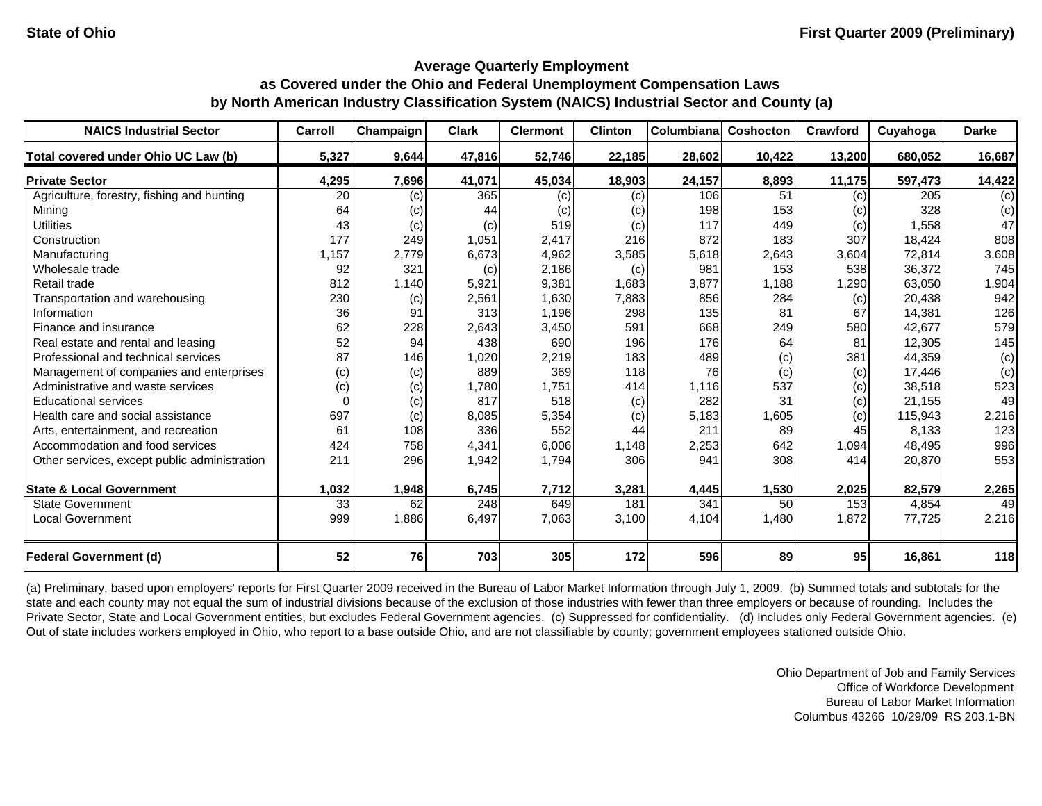## Average Quarterly Employment
## as Covered under the Ohio and Federal Unemployment Compensation Laws
## by North American Industry Classification System (NAICS) Industrial Sector and County (a)

| NAICS Industrial Sector | Carroll | Champaign | Clark | Clermont | Clinton | Columbiana | Coshocton | Crawford | Cuyahoga | Darke |
|---|---|---|---|---|---|---|---|---|---|---|
| **Total covered under Ohio UC Law (b)** | **5,327** | **9,644** | **47,816** | **52,746** | **22,185** | **28,602** | **10,422** | **13,200** | **680,052** | **16,687** |
| **Private Sector** | **4,295** | **7,696** | **41,071** | **45,034** | **18,903** | **24,157** | **8,893** | **11,175** | **597,473** | **14,422** |
| Agriculture, forestry, fishing and hunting | 20 | (c) | 365 | (c) | (c) | 106 | 51 | (c) | 205 | (c) |
| Mining | 64 | (c) | 44 | (c) | (c) | 198 | 153 | (c) | 328 | (c) |
| Utilities | 43 | (c) | (c) | 519 | (c) | 117 | 449 | (c) | 1,558 | 47 |
| Construction | 177 | 249 | 1,051 | 2,417 | 216 | 872 | 183 | 307 | 18,424 | 808 |
| Manufacturing | 1,157 | 2,779 | 6,673 | 4,962 | 3,585 | 5,618 | 2,643 | 3,604 | 72,814 | 3,608 |
| Wholesale trade | 92 | 321 | (c) | 2,186 | (c) | 981 | 153 | 538 | 36,372 | 745 |
| Retail trade | 812 | 1,140 | 5,921 | 9,381 | 1,683 | 3,877 | 1,188 | 1,290 | 63,050 | 1,904 |
| Transportation and warehousing | 230 | (c) | 2,561 | 1,630 | 7,883 | 856 | 284 | (c) | 20,438 | 942 |
| Information | 36 | 91 | 313 | 1,196 | 298 | 135 | 81 | 67 | 14,381 | 126 |
| Finance and insurance | 62 | 228 | 2,643 | 3,450 | 591 | 668 | 249 | 580 | 42,677 | 579 |
| Real estate and rental and leasing | 52 | 94 | 438 | 690 | 196 | 176 | 64 | 81 | 12,305 | 145 |
| Professional and technical services | 87 | 146 | 1,020 | 2,219 | 183 | 489 | (c) | 381 | 44,359 | (c) |
| Management of companies and enterprises | (c) | (c) | 889 | 369 | 118 | 76 | (c) | (c) | 17,446 | (c) |
| Administrative and waste services | (c) | (c) | 1,780 | 1,751 | 414 | 1,116 | 537 | (c) | 38,518 | 523 |
| Educational services | 0 | (c) | 817 | 518 | (c) | 282 | 31 | (c) | 21,155 | 49 |
| Health care and social assistance | 697 | (c) | 8,085 | 5,354 | (c) | 5,183 | 1,605 | (c) | 115,943 | 2,216 |
| Arts, entertainment, and recreation | 61 | 108 | 336 | 552 | 44 | 211 | 89 | 45 | 8,133 | 123 |
| Accommodation and food services | 424 | 758 | 4,341 | 6,006 | 1,148 | 2,253 | 642 | 1,094 | 48,495 | 996 |
| Other services, except public administration | 211 | 296 | 1,942 | 1,794 | 306 | 941 | 308 | 414 | 20,870 | 553 |
| **State & Local Government** | **1,032** | **1,948** | **6,745** | **7,712** | **3,281** | **4,445** | **1,530** | **2,025** | **82,579** | **2,265** |
| State Government | 33 | 62 | 248 | 649 | 181 | 341 | 50 | 153 | 4,854 | 49 |
| Local Government | 999 | 1,886 | 6,497 | 7,063 | 3,100 | 4,104 | 1,480 | 1,872 | 77,725 | 2,216 |
| **Federal Government (d)** | **52** | **76** | **703** | **305** | **172** | **596** | **89** | **95** | **16,861** | **118** |

(a) Preliminary, based upon employers' reports for First Quarter 2009 received in the Bureau of Labor Market Information through July 1, 2009. (b) Summed totals and subtotals for the state and each county may not equal the sum of industrial divisions because of the exclusion of those industries with fewer than three employers or because of rounding. Includes the Private Sector, State and Local Government entities, but excludes Federal Government agencies. (c) Suppressed for confidentiality. (d) Includes only Federal Government agencies. (e) Out of state includes workers employed in Ohio, who report to a base outside Ohio, and are not classifiable by county; government employees stationed outside Ohio.

Ohio Department of Job and Family Services
Office of Workforce Development
Bureau of Labor Market Information
Columbus 43266 10/29/09 RS 203.1-BN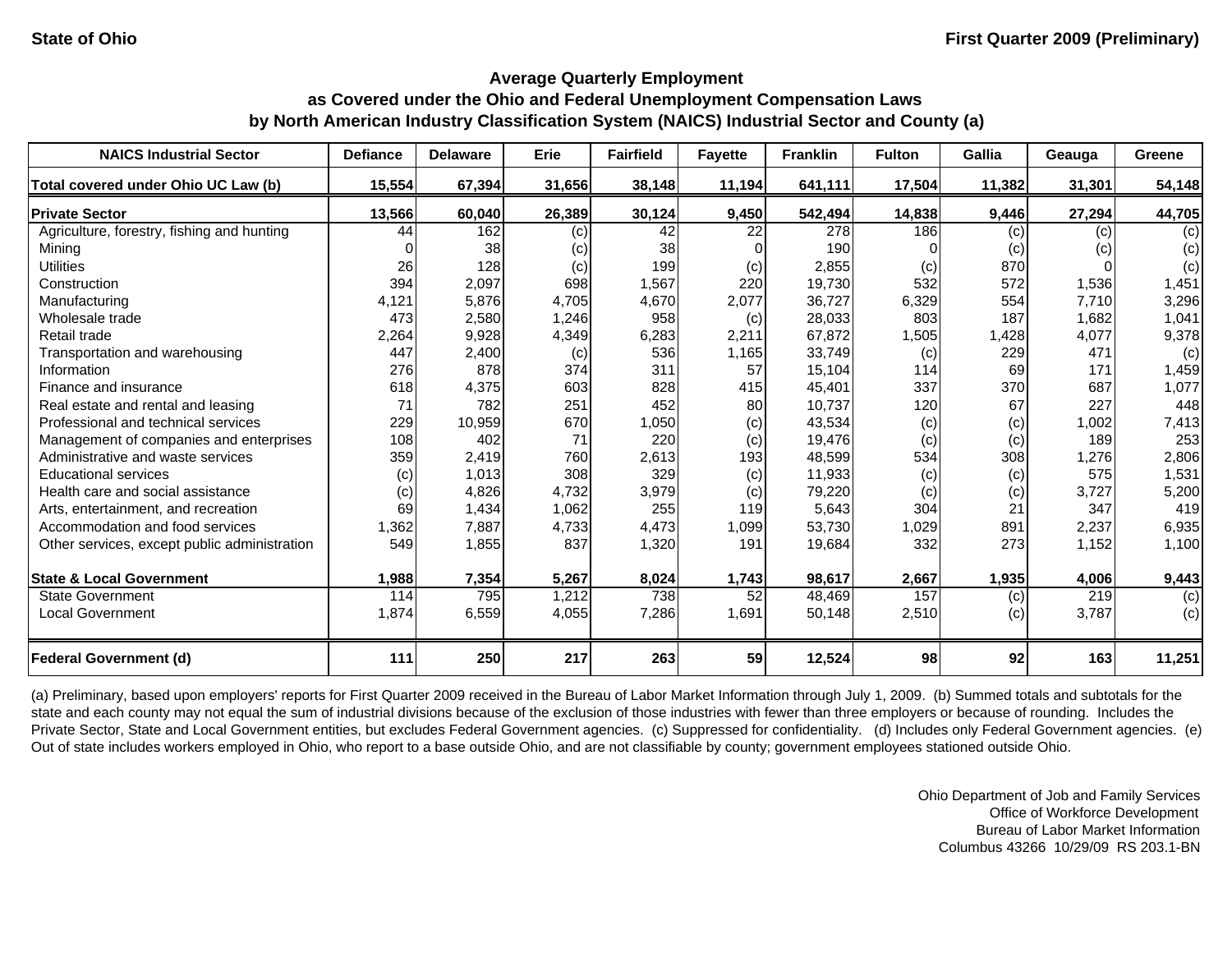State of Ohio

First Quarter 2009 (Preliminary)

## Average Quarterly Employment as Covered under the Ohio and Federal Unemployment Compensation Laws by North American Industry Classification System (NAICS) Industrial Sector and County (a)

| NAICS Industrial Sector | Defiance | Delaware | Erie | Fairfield | Fayette | Franklin | Fulton | Gallia | Geauga | Greene |
|---|---|---|---|---|---|---|---|---|---|---|
| **Total covered under Ohio UC Law (b)** | **15,554** | **67,394** | **31,656** | **38,148** | **11,194** | **641,111** | **17,504** | **11,382** | **31,301** | **54,148** |
| **Private Sector** | **13,566** | **60,040** | **26,389** | **30,124** | **9,450** | **542,494** | **14,838** | **9,446** | **27,294** | **44,705** |
| Agriculture, forestry, fishing and hunting | 44 | 162 | (c) | 42 | 22 | 278 | 186 | (c) | (c) | (c) |
| Mining | 0 | 38 | (c) | 38 | 0 | 190 | 0 | (c) | (c) | (c) |
| Utilities | 26 | 128 | (c) | 199 | (c) | 2,855 | (c) | 870 | 0 | (c) |
| Construction | 394 | 2,097 | 698 | 1,567 | 220 | 19,730 | 532 | 572 | 1,536 | 1,451 |
| Manufacturing | 4,121 | 5,876 | 4,705 | 4,670 | 2,077 | 36,727 | 6,329 | 554 | 7,710 | 3,296 |
| Wholesale trade | 473 | 2,580 | 1,246 | 958 | (c) | 28,033 | 803 | 187 | 1,682 | 1,041 |
| Retail trade | 2,264 | 9,928 | 4,349 | 6,283 | 2,211 | 67,872 | 1,505 | 1,428 | 4,077 | 9,378 |
| Transportation and warehousing | 447 | 2,400 | (c) | 536 | 1,165 | 33,749 | (c) | 229 | 471 | (c) |
| Information | 276 | 878 | 374 | 311 | 57 | 15,104 | 114 | 69 | 171 | 1,459 |
| Finance and insurance | 618 | 4,375 | 603 | 828 | 415 | 45,401 | 337 | 370 | 687 | 1,077 |
| Real estate and rental and leasing | 71 | 782 | 251 | 452 | 80 | 10,737 | 120 | 67 | 227 | 448 |
| Professional and technical services | 229 | 10,959 | 670 | 1,050 | (c) | 43,534 | (c) | (c) | 1,002 | 7,413 |
| Management of companies and enterprises | 108 | 402 | 71 | 220 | (c) | 19,476 | (c) | (c) | 189 | 253 |
| Administrative and waste services | 359 | 2,419 | 760 | 2,613 | 193 | 48,599 | 534 | 308 | 1,276 | 2,806 |
| Educational services | (c) | 1,013 | 308 | 329 | (c) | 11,933 | (c) | (c) | 575 | 1,531 |
| Health care and social assistance | (c) | 4,826 | 4,732 | 3,979 | (c) | 79,220 | (c) | (c) | 3,727 | 5,200 |
| Arts, entertainment, and recreation | 69 | 1,434 | 1,062 | 255 | 119 | 5,643 | 304 | 21 | 347 | 419 |
| Accommodation and food services | 1,362 | 7,887 | 4,733 | 4,473 | 1,099 | 53,730 | 1,029 | 891 | 2,237 | 6,935 |
| Other services, except public administration | 549 | 1,855 | 837 | 1,320 | 191 | 19,684 | 332 | 273 | 1,152 | 1,100 |
| **State & Local Government** | **1,988** | **7,354** | **5,267** | **8,024** | **1,743** | **98,617** | **2,667** | **1,935** | **4,006** | **9,443** |
| State Government | 114 | 795 | 1,212 | 738 | 52 | 48,469 | 157 | (c) | 219 | (c) |
| Local Government | 1,874 | 6,559 | 4,055 | 7,286 | 1,691 | 50,148 | 2,510 | (c) | 3,787 | (c) |
| **Federal Government (d)** | **111** | **250** | **217** | **263** | **59** | **12,524** | **98** | **92** | **163** | **11,251** |

(a) Preliminary, based upon employers' reports for First Quarter 2009 received in the Bureau of Labor Market Information through July 1, 2009. (b) Summed totals and subtotals for the state and each county may not equal the sum of industrial divisions because of the exclusion of those industries with fewer than three employers or because of rounding. Includes the Private Sector, State and Local Government entities, but excludes Federal Government agencies. (c) Suppressed for confidentiality. (d) Includes only Federal Government agencies. (e) Out of state includes workers employed in Ohio, who report to a base outside Ohio, and are not classifiable by county; government employees stationed outside Ohio.

Ohio Department of Job and Family Services
Office of Workforce Development
Bureau of Labor Market Information
Columbus 43266 10/29/09 RS 203.1-BN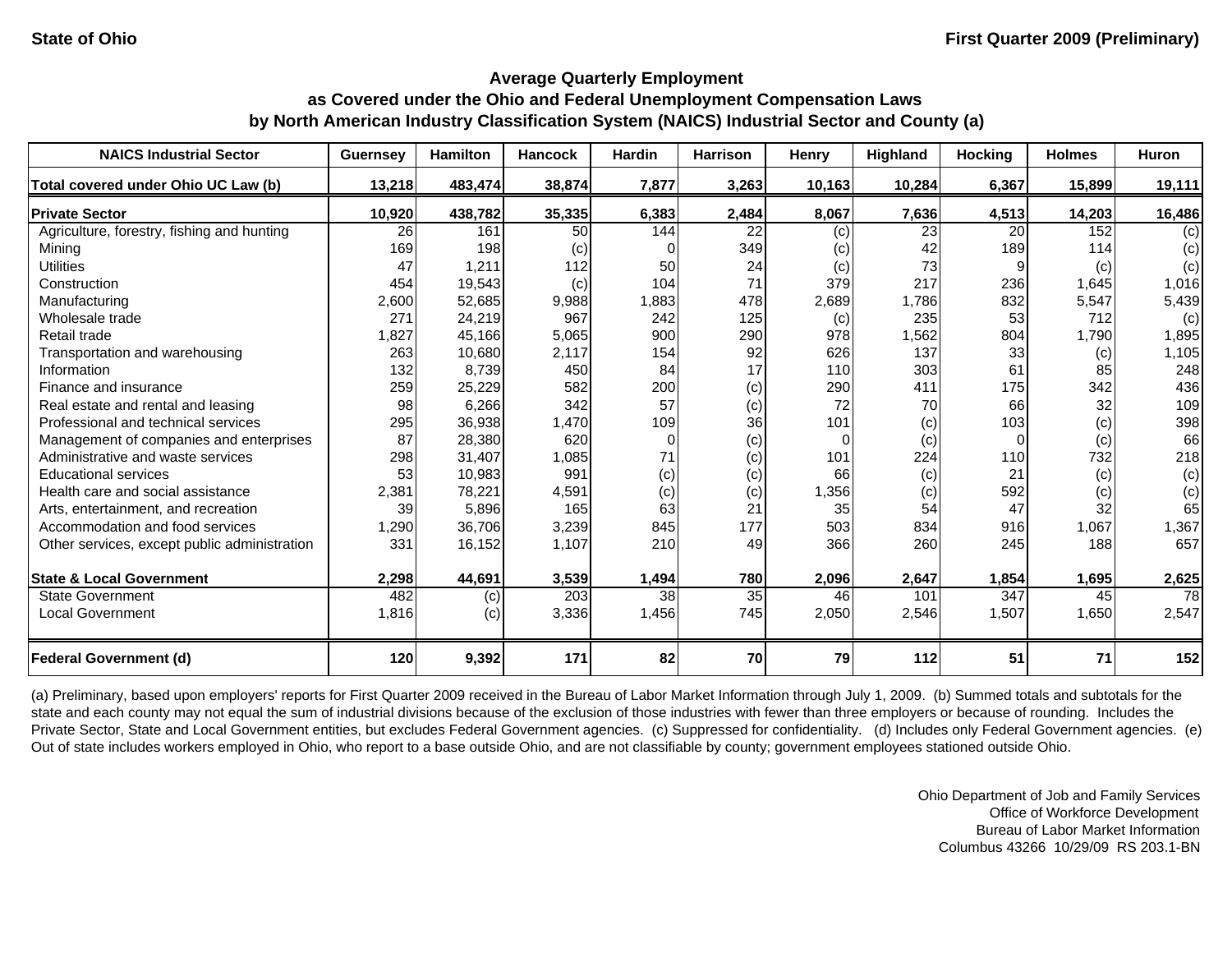State of Ohio

First Quarter 2009 (Preliminary)

## Average Quarterly Employment as Covered under the Ohio and Federal Unemployment Compensation Laws by North American Industry Classification System (NAICS) Industrial Sector and County (a)

| NAICS Industrial Sector | Guernsey | Hamilton | Hancock | Hardin | Harrison | Henry | Highland | Hocking | Holmes | Huron |
|---|---|---|---|---|---|---|---|---|---|---|
| **Total covered under Ohio UC Law (b)** | **13,218** | **483,474** | **38,874** | **7,877** | **3,263** | **10,163** | **10,284** | **6,367** | **15,899** | **19,111** |
| **Private Sector** | **10,920** | **438,782** | **35,335** | **6,383** | **2,484** | **8,067** | **7,636** | **4,513** | **14,203** | **16,486** |
| Agriculture, forestry, fishing and hunting | 26 | 161 | 50 | 144 | 22 | (c) | 23 | 20 | 152 | (c) |
| Mining | 169 | 198 | (c) | 0 | 349 | (c) | 42 | 189 | 114 | (c) |
| Utilities | 47 | 1,211 | 112 | 50 | 24 | (c) | 73 | 9 | (c) | (c) |
| Construction | 454 | 19,543 | (c) | 104 | 71 | 379 | 217 | 236 | 1,645 | 1,016 |
| Manufacturing | 2,600 | 52,685 | 9,988 | 1,883 | 478 | 2,689 | 1,786 | 832 | 5,547 | 5,439 |
| Wholesale trade | 271 | 24,219 | 967 | 242 | 125 | (c) | 235 | 53 | 712 | (c) |
| Retail trade | 1,827 | 45,166 | 5,065 | 900 | 290 | 978 | 1,562 | 804 | 1,790 | 1,895 |
| Transportation and warehousing | 263 | 10,680 | 2,117 | 154 | 92 | 626 | 137 | 33 | (c) | 1,105 |
| Information | 132 | 8,739 | 450 | 84 | 17 | 110 | 303 | 61 | 85 | 248 |
| Finance and insurance | 259 | 25,229 | 582 | 200 | (c) | 290 | 411 | 175 | 342 | 436 |
| Real estate and rental and leasing | 98 | 6,266 | 342 | 57 | (c) | 72 | 70 | 66 | 32 | 109 |
| Professional and technical services | 295 | 36,938 | 1,470 | 109 | 36 | 101 | (c) | 103 | (c) | 398 |
| Management of companies and enterprises | 87 | 28,380 | 620 | 0 | (c) | 0 | (c) | 0 | (c) | 66 |
| Administrative and waste services | 298 | 31,407 | 1,085 | 71 | (c) | 101 | 224 | 110 | 732 | 218 |
| Educational services | 53 | 10,983 | 991 | (c) | (c) | 66 | (c) | 21 | (c) | (c) |
| Health care and social assistance | 2,381 | 78,221 | 4,591 | (c) | (c) | 1,356 | (c) | 592 | (c) | (c) |
| Arts, entertainment, and recreation | 39 | 5,896 | 165 | 63 | 21 | 35 | 54 | 47 | 32 | 65 |
| Accommodation and food services | 1,290 | 36,706 | 3,239 | 845 | 177 | 503 | 834 | 916 | 1,067 | 1,367 |
| Other services, except public administration | 331 | 16,152 | 1,107 | 210 | 49 | 366 | 260 | 245 | 188 | 657 |
| **State & Local Government** | **2,298** | **44,691** | **3,539** | **1,494** | **780** | **2,096** | **2,647** | **1,854** | **1,695** | **2,625** |
| State Government | 482 | (c) | 203 | 38 | 35 | 46 | 101 | 347 | 45 | 78 |
| Local Government | 1,816 | (c) | 3,336 | 1,456 | 745 | 2,050 | 2,546 | 1,507 | 1,650 | 2,547 |
| **Federal Government (d)** | **120** | **9,392** | **171** | **82** | **70** | **79** | **112** | **51** | **71** | **152** |

(a) Preliminary, based upon employers' reports for First Quarter 2009 received in the Bureau of Labor Market Information through July 1, 2009. (b) Summed totals and subtotals for the state and each county may not equal the sum of industrial divisions because of the exclusion of those industries with fewer than three employers or because of rounding. Includes the Private Sector, State and Local Government entities, but excludes Federal Government agencies. (c) Suppressed for confidentiality. (d) Includes only Federal Government agencies. (e) Out of state includes workers employed in Ohio, who report to a base outside Ohio, and are not classifiable by county; government employees stationed outside Ohio.

Ohio Department of Job and Family Services
Office of Workforce Development
Bureau of Labor Market Information
Columbus 43266 10/29/09 RS 203.1-BN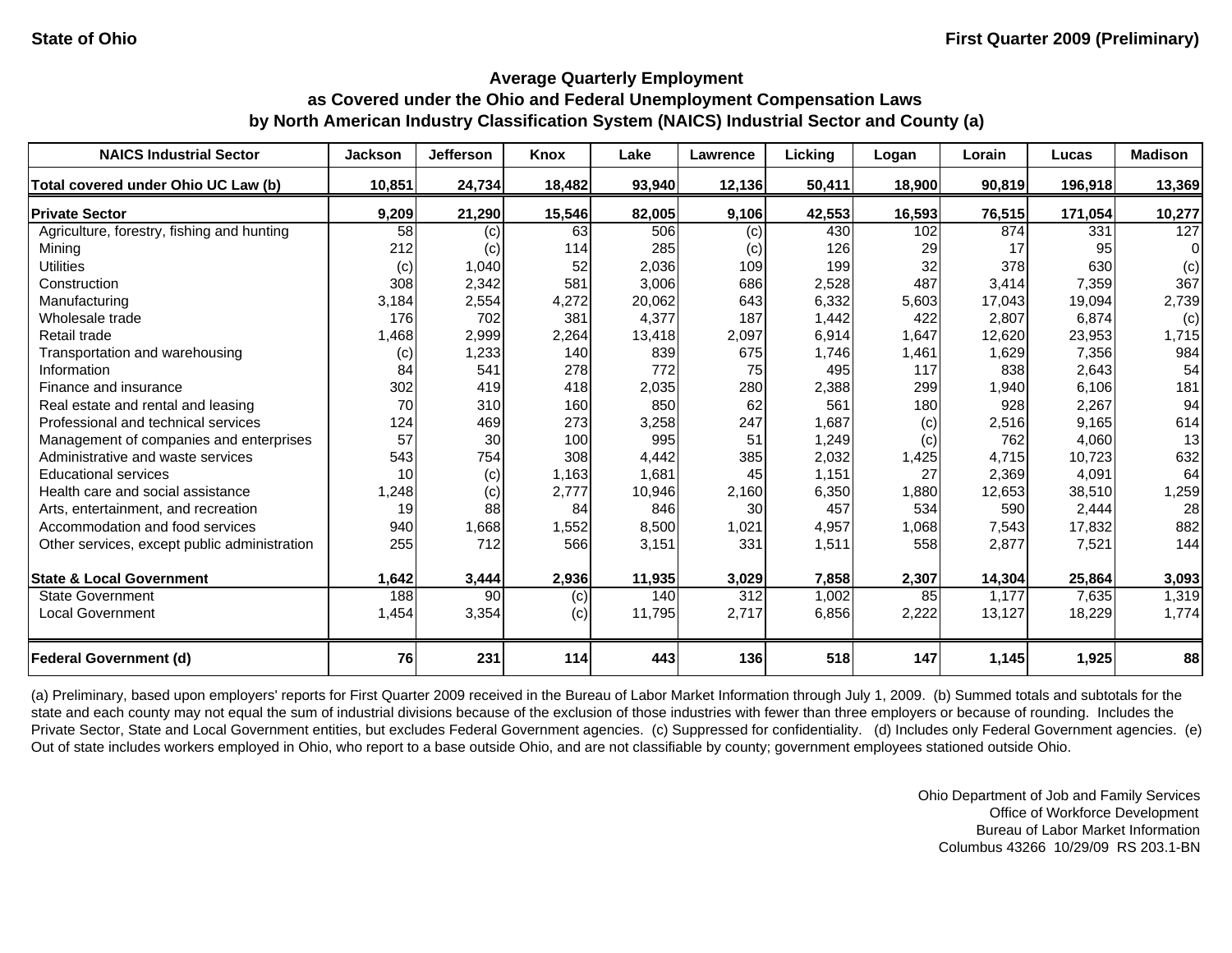State of Ohio

First Quarter 2009 (Preliminary)

## Average Quarterly Employment as Covered under the Ohio and Federal Unemployment Compensation Laws by North American Industry Classification System (NAICS) Industrial Sector and County (a)

| NAICS Industrial Sector | Jackson | Jefferson | Knox | Lake | Lawrence | Licking | Logan | Lorain | Lucas | Madison |
|---|---|---|---|---|---|---|---|---|---|---|
| **Total covered under Ohio UC Law (b)** | **10,851** | **24,734** | **18,482** | **93,940** | **12,136** | **50,411** | **18,900** | **90,819** | **196,918** | **13,369** |
| **Private Sector** | **9,209** | **21,290** | **15,546** | **82,005** | **9,106** | **42,553** | **16,593** | **76,515** | **171,054** | **10,277** |
| Agriculture, forestry, fishing and hunting | 58 | (c) | 63 | 506 | (c) | 430 | 102 | 874 | 331 | 127 |
| Mining | 212 | (c) | 114 | 285 | (c) | 126 | 29 | 17 | 95 | 0 |
| Utilities | (c) | 1,040 | 52 | 2,036 | 109 | 199 | 32 | 378 | 630 | (c) |
| Construction | 308 | 2,342 | 581 | 3,006 | 686 | 2,528 | 487 | 3,414 | 7,359 | 367 |
| Manufacturing | 3,184 | 2,554 | 4,272 | 20,062 | 643 | 6,332 | 5,603 | 17,043 | 19,094 | 2,739 |
| Wholesale trade | 176 | 702 | 381 | 4,377 | 187 | 1,442 | 422 | 2,807 | 6,874 | (c) |
| Retail trade | 1,468 | 2,999 | 2,264 | 13,418 | 2,097 | 6,914 | 1,647 | 12,620 | 23,953 | 1,715 |
| Transportation and warehousing | (c) | 1,233 | 140 | 839 | 675 | 1,746 | 1,461 | 1,629 | 7,356 | 984 |
| Information | 84 | 541 | 278 | 772 | 75 | 495 | 117 | 838 | 2,643 | 54 |
| Finance and insurance | 302 | 419 | 418 | 2,035 | 280 | 2,388 | 299 | 1,940 | 6,106 | 181 |
| Real estate and rental and leasing | 70 | 310 | 160 | 850 | 62 | 561 | 180 | 928 | 2,267 | 94 |
| Professional and technical services | 124 | 469 | 273 | 3,258 | 247 | 1,687 | (c) | 2,516 | 9,165 | 614 |
| Management of companies and enterprises | 57 | 30 | 100 | 995 | 51 | 1,249 | (c) | 762 | 4,060 | 13 |
| Administrative and waste services | 543 | 754 | 308 | 4,442 | 385 | 2,032 | 1,425 | 4,715 | 10,723 | 632 |
| Educational services | 10 | (c) | 1,163 | 1,681 | 45 | 1,151 | 27 | 2,369 | 4,091 | 64 |
| Health care and social assistance | 1,248 | (c) | 2,777 | 10,946 | 2,160 | 6,350 | 1,880 | 12,653 | 38,510 | 1,259 |
| Arts, entertainment, and recreation | 19 | 88 | 84 | 846 | 30 | 457 | 534 | 590 | 2,444 | 28 |
| Accommodation and food services | 940 | 1,668 | 1,552 | 8,500 | 1,021 | 4,957 | 1,068 | 7,543 | 17,832 | 882 |
| Other services, except public administration | 255 | 712 | 566 | 3,151 | 331 | 1,511 | 558 | 2,877 | 7,521 | 144 |
| **State & Local Government** | **1,642** | **3,444** | **2,936** | **11,935** | **3,029** | **7,858** | **2,307** | **14,304** | **25,864** | **3,093** |
| State Government | 188 | 90 | (c) | 140 | 312 | 1,002 | 85 | 1,177 | 7,635 | 1,319 |
| Local Government | 1,454 | 3,354 | (c) | 11,795 | 2,717 | 6,856 | 2,222 | 13,127 | 18,229 | 1,774 |
| **Federal Government (d)** | **76** | **231** | **114** | **443** | **136** | **518** | **147** | **1,145** | **1,925** | **88** |

(a) Preliminary, based upon employers' reports for First Quarter 2009 received in the Bureau of Labor Market Information through July 1, 2009. (b) Summed totals and subtotals for the state and each county may not equal the sum of industrial divisions because of the exclusion of those industries with fewer than three employers or because of rounding. Includes the Private Sector, State and Local Government entities, but excludes Federal Government agencies. (c) Suppressed for confidentiality. (d) Includes only Federal Government agencies. (e) Out of state includes workers employed in Ohio, who report to a base outside Ohio, and are not classifiable by county; government employees stationed outside Ohio.

Ohio Department of Job and Family Services
Office of Workforce Development
Bureau of Labor Market Information
Columbus 43266 10/29/09 RS 203.1-BN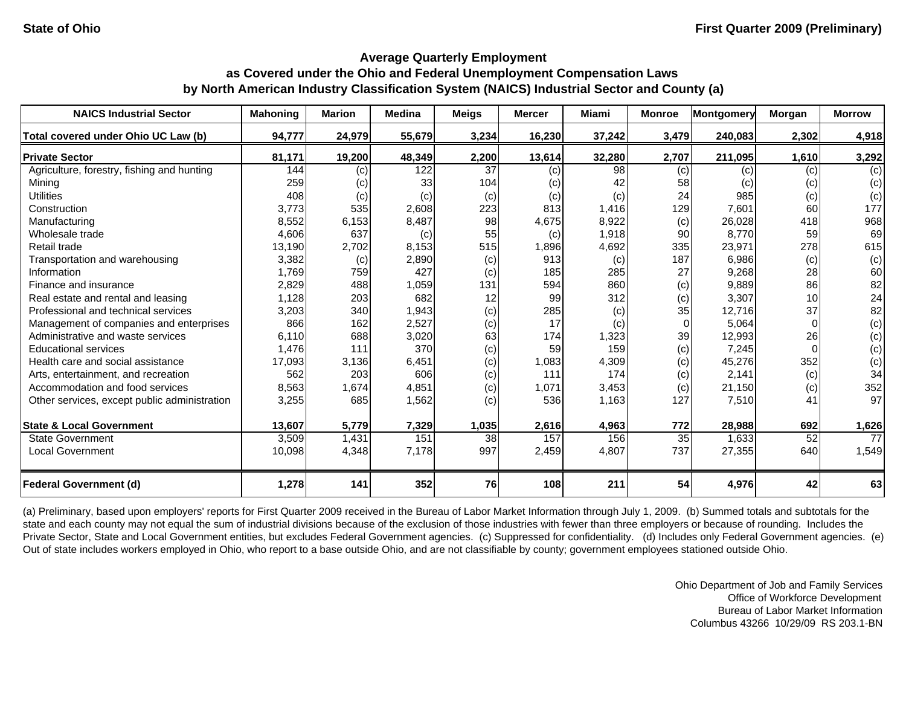**State of Ohio** **First Quarter 2009 (Preliminary)**

## Average Quarterly Employment as Covered under the Ohio and Federal Unemployment Compensation Laws by North American Industry Classification System (NAICS) Industrial Sector and County (a)

| NAICS Industrial Sector | Mahoning | Marion | Medina | Meigs | Mercer | Miami | Monroe | Montgomery | Morgan | Morrow |
|---|---|---|---|---|---|---|---|---|---|---|
| **Total covered under Ohio UC Law (b)** | **94,777** | **24,979** | **55,679** | **3,234** | **16,230** | **37,242** | **3,479** | **240,083** | **2,302** | **4,918** |
| **Private Sector** | **81,171** | **19,200** | **48,349** | **2,200** | **13,614** | **32,280** | **2,707** | **211,095** | **1,610** | **3,292** |
| Agriculture, forestry, fishing and hunting | 144 | (c) | 122 | 37 | (c) | 98 | (c) | (c) | (c) | (c) |
| Mining | 259 | (c) | 33 | 104 | (c) | 42 | 58 | (c) | (c) | (c) |
| Utilities | 408 | (c) | (c) | (c) | (c) | (c) | 24 | 985 | (c) | (c) |
| Construction | 3,773 | 535 | 2,608 | 223 | 813 | 1,416 | 129 | 7,601 | 60 | 177 |
| Manufacturing | 8,552 | 6,153 | 8,487 | 98 | 4,675 | 8,922 | (c) | 26,028 | 418 | 968 |
| Wholesale trade | 4,606 | 637 | (c) | 55 | (c) | 1,918 | 90 | 8,770 | 59 | 69 |
| Retail trade | 13,190 | 2,702 | 8,153 | 515 | 1,896 | 4,692 | 335 | 23,971 | 278 | 615 |
| Transportation and warehousing | 3,382 | (c) | 2,890 | (c) | 913 | (c) | 187 | 6,986 | (c) | (c) |
| Information | 1,769 | 759 | 427 | (c) | 185 | 285 | 27 | 9,268 | 28 | 60 |
| Finance and insurance | 2,829 | 488 | 1,059 | 131 | 594 | 860 | (c) | 9,889 | 86 | 82 |
| Real estate and rental and leasing | 1,128 | 203 | 682 | 12 | 99 | 312 | (c) | 3,307 | 10 | 24 |
| Professional and technical services | 3,203 | 340 | 1,943 | (c) | 285 | (c) | 35 | 12,716 | 37 | 82 |
| Management of companies and enterprises | 866 | 162 | 2,527 | (c) | 17 | (c) | 0 | 5,064 | 0 | (c) |
| Administrative and waste services | 6,110 | 688 | 3,020 | 63 | 174 | 1,323 | 39 | 12,993 | 26 | (c) |
| Educational services | 1,476 | 111 | 370 | (c) | 59 | 159 | (c) | 7,245 | 0 | (c) |
| Health care and social assistance | 17,093 | 3,136 | 6,451 | (c) | 1,083 | 4,309 | (c) | 45,276 | 352 | (c) |
| Arts, entertainment, and recreation | 562 | 203 | 606 | (c) | 111 | 174 | (c) | 2,141 | (c) | 34 |
| Accommodation and food services | 8,563 | 1,674 | 4,851 | (c) | 1,071 | 3,453 | (c) | 21,150 | (c) | 352 |
| Other services, except public administration | 3,255 | 685 | 1,562 | (c) | 536 | 1,163 | 127 | 7,510 | 41 | 97 |
| **State & Local Government** | **13,607** | **5,779** | **7,329** | **1,035** | **2,616** | **4,963** | **772** | **28,988** | **692** | **1,626** |
| State Government | 3,509 | 1,431 | 151 | 38 | 157 | 156 | 35 | 1,633 | 52 | 77 |
| Local Government | 10,098 | 4,348 | 7,178 | 997 | 2,459 | 4,807 | 737 | 27,355 | 640 | 1,549 |
| **Federal Government (d)** | **1,278** | **141** | **352** | **76** | **108** | **211** | **54** | **4,976** | **42** | **63** |

(a) Preliminary, based upon employers' reports for First Quarter 2009 received in the Bureau of Labor Market Information through July 1, 2009. (b) Summed totals and subtotals for the state and each county may not equal the sum of industrial divisions because of the exclusion of those industries with fewer than three employers or because of rounding. Includes the Private Sector, State and Local Government entities, but excludes Federal Government agencies. (c) Suppressed for confidentiality. (d) Includes only Federal Government agencies. (e) Out of state includes workers employed in Ohio, who report to a base outside Ohio, and are not classifiable by county; government employees stationed outside Ohio.

Ohio Department of Job and Family Services
Office of Workforce Development
Bureau of Labor Market Information
Columbus 43266 10/29/09 RS 203.1-BN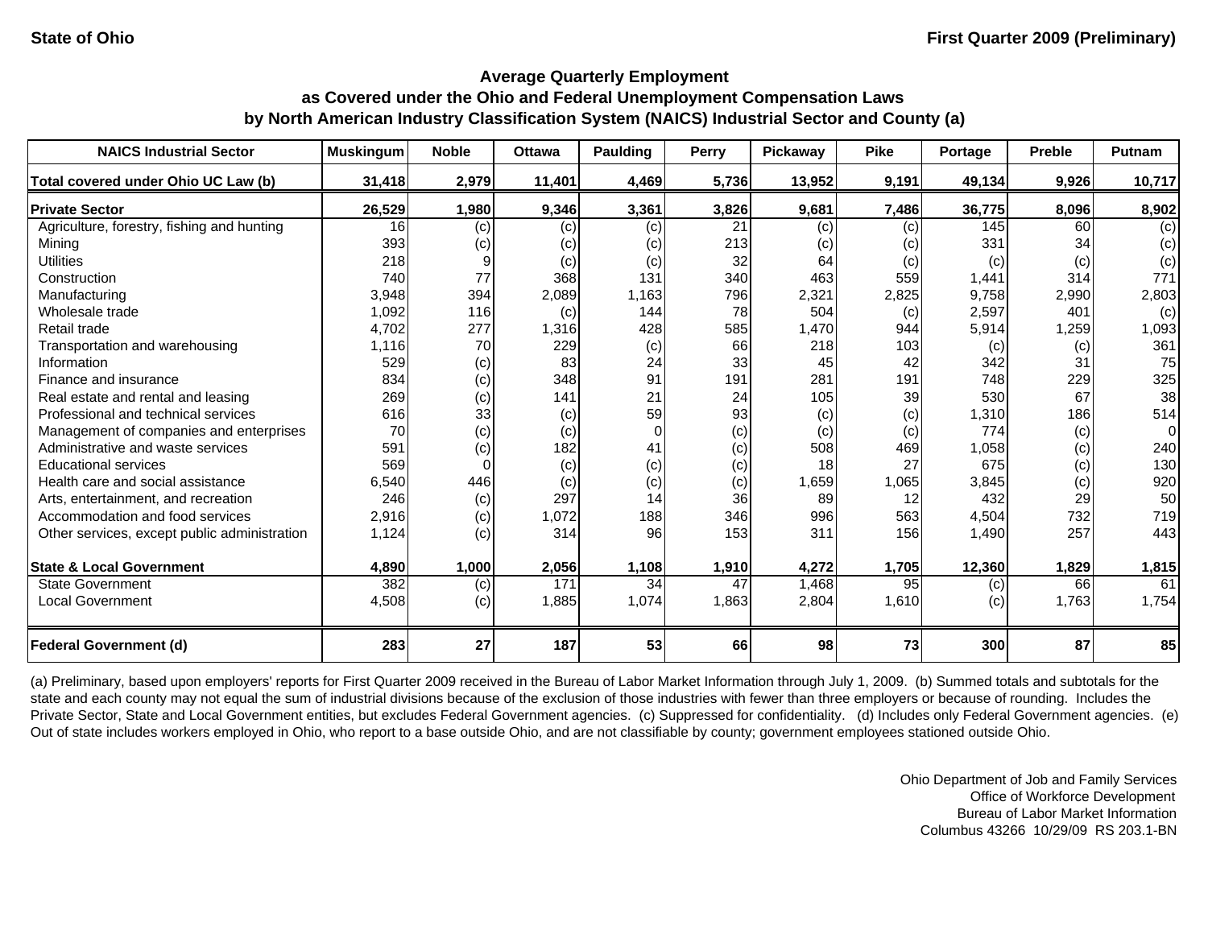State of Ohio

First Quarter 2009 (Preliminary)

## Average Quarterly Employment as Covered under the Ohio and Federal Unemployment Compensation Laws by North American Industry Classification System (NAICS) Industrial Sector and County (a)

| NAICS Industrial Sector | Muskingum | Noble | Ottawa | Paulding | Perry | Pickaway | Pike | Portage | Preble | Putnam |
|---|---|---|---|---|---|---|---|---|---|---|
| **Total covered under Ohio UC Law (b)** | **31,418** | **2,979** | **11,401** | **4,469** | **5,736** | **13,952** | **9,191** | **49,134** | **9,926** | **10,717** |
| **Private Sector** | **26,529** | **1,980** | **9,346** | **3,361** | **3,826** | **9,681** | **7,486** | **36,775** | **8,096** | **8,902** |
| Agriculture, forestry, fishing and hunting | 16 | (c) | (c) | (c) | 21 | (c) | (c) | 145 | 60 | (c) |
| Mining | 393 | (c) | (c) | (c) | 213 | (c) | (c) | 331 | 34 | (c) |
| Utilities | 218 | 9 | (c) | (c) | 32 | 64 | (c) | (c) | (c) | (c) |
| Construction | 740 | 77 | 368 | 131 | 340 | 463 | 559 | 1,441 | 314 | 771 |
| Manufacturing | 3,948 | 394 | 2,089 | 1,163 | 796 | 2,321 | 2,825 | 9,758 | 2,990 | 2,803 |
| Wholesale trade | 1,092 | 116 | (c) | 144 | 78 | 504 | (c) | 2,597 | 401 | (c) |
| Retail trade | 4,702 | 277 | 1,316 | 428 | 585 | 1,470 | 944 | 5,914 | 1,259 | 1,093 |
| Transportation and warehousing | 1,116 | 70 | 229 | (c) | 66 | 218 | 103 | (c) | (c) | 361 |
| Information | 529 | (c) | 83 | 24 | 33 | 45 | 42 | 342 | 31 | 75 |
| Finance and insurance | 834 | (c) | 348 | 91 | 191 | 281 | 191 | 748 | 229 | 325 |
| Real estate and rental and leasing | 269 | (c) | 141 | 21 | 24 | 105 | 39 | 530 | 67 | 38 |
| Professional and technical services | 616 | 33 | (c) | 59 | 93 | (c) | (c) | 1,310 | 186 | 514 |
| Management of companies and enterprises | 70 | (c) | (c) | 0 | (c) | (c) | (c) | 774 | (c) | 0 |
| Administrative and waste services | 591 | (c) | 182 | 41 | (c) | 508 | 469 | 1,058 | (c) | 240 |
| Educational services | 569 | 0 | (c) | (c) | (c) | 18 | 27 | 675 | (c) | 130 |
| Health care and social assistance | 6,540 | 446 | (c) | (c) | (c) | 1,659 | 1,065 | 3,845 | (c) | 920 |
| Arts, entertainment, and recreation | 246 | (c) | 297 | 14 | 36 | 89 | 12 | 432 | 29 | 50 |
| Accommodation and food services | 2,916 | (c) | 1,072 | 188 | 346 | 996 | 563 | 4,504 | 732 | 719 |
| Other services, except public administration | 1,124 | (c) | 314 | 96 | 153 | 311 | 156 | 1,490 | 257 | 443 |
| **State & Local Government** | **4,890** | **1,000** | **2,056** | **1,108** | **1,910** | **4,272** | **1,705** | **12,360** | **1,829** | **1,815** |
| State Government | 382 | (c) | 171 | 34 | 47 | 1,468 | 95 | (c) | 66 | 61 |
| Local Government | 4,508 | (c) | 1,885 | 1,074 | 1,863 | 2,804 | 1,610 | (c) | 1,763 | 1,754 |
| **Federal Government (d)** | **283** | **27** | **187** | **53** | **66** | **98** | **73** | **300** | **87** | **85** |

(a) Preliminary, based upon employers' reports for First Quarter 2009 received in the Bureau of Labor Market Information through July 1, 2009. (b) Summed totals and subtotals for the state and each county may not equal the sum of industrial divisions because of the exclusion of those industries with fewer than three employers or because of rounding. Includes the Private Sector, State and Local Government entities, but excludes Federal Government agencies. (c) Suppressed for confidentiality. (d) Includes only Federal Government agencies. (e) Out of state includes workers employed in Ohio, who report to a base outside Ohio, and are not classifiable by county; government employees stationed outside Ohio.

Ohio Department of Job and Family Services
Office of Workforce Development
Bureau of Labor Market Information
Columbus 43266 10/29/09 RS 203.1-BN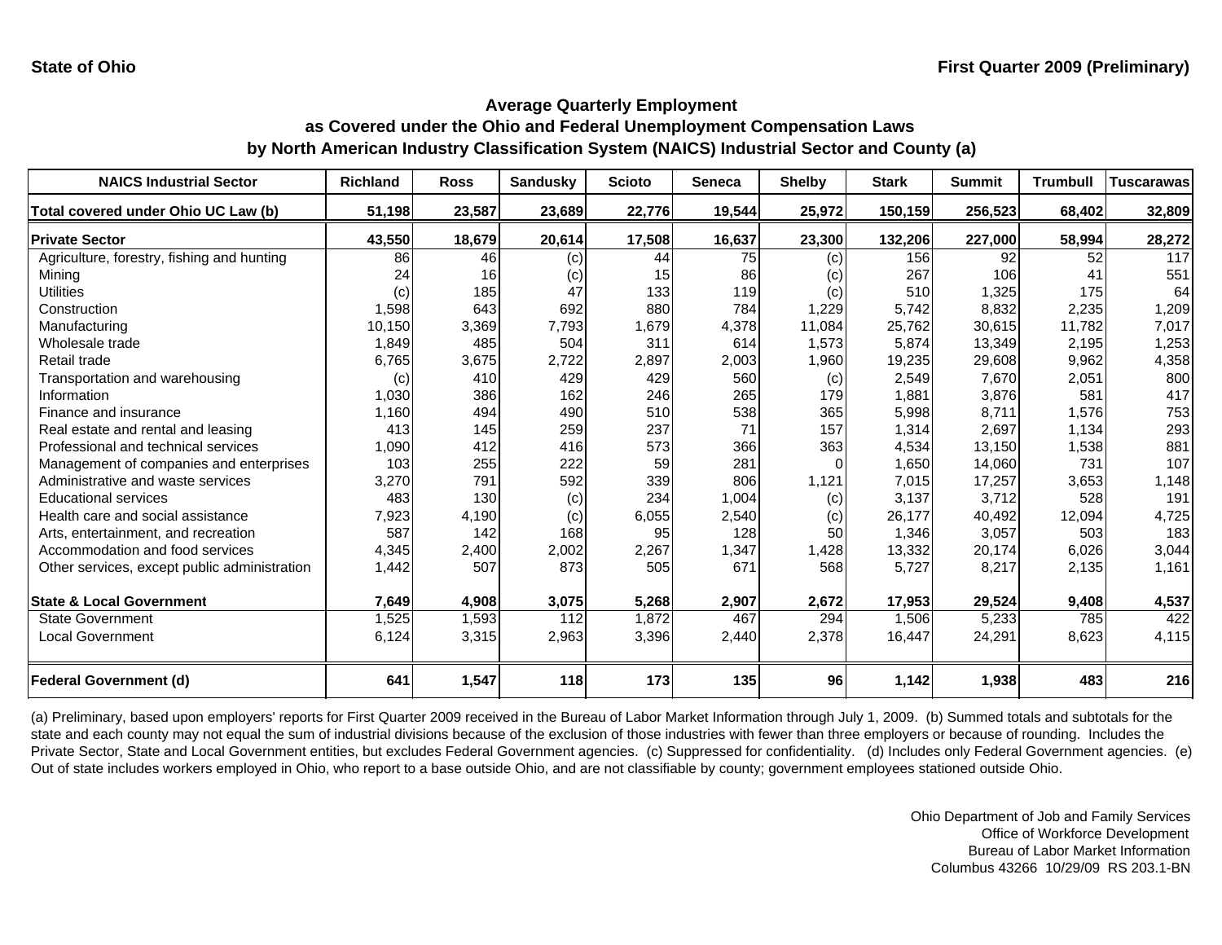State of Ohio

First Quarter 2009 (Preliminary)

## Average Quarterly Employment as Covered under the Ohio and Federal Unemployment Compensation Laws by North American Industry Classification System (NAICS) Industrial Sector and County (a)

| NAICS Industrial Sector | Richland | Ross | Sandusky | Scioto | Seneca | Shelby | Stark | Summit | Trumbull | Tuscarawas |
|---|---|---|---|---|---|---|---|---|---|---|
| **Total covered under Ohio UC Law (b)** | **51,198** | **23,587** | **23,689** | **22,776** | **19,544** | **25,972** | **150,159** | **256,523** | **68,402** | **32,809** |
| **Private Sector** | **43,550** | **18,679** | **20,614** | **17,508** | **16,637** | **23,300** | **132,206** | **227,000** | **58,994** | **28,272** |
| Agriculture, forestry, fishing and hunting | 86 | 46 | (c) | 44 | 75 | (c) | 156 | 92 | 52 | 117 |
| Mining | 24 | 16 | (c) | 15 | 86 | (c) | 267 | 106 | 41 | 551 |
| Utilities | (c) | 185 | 47 | 133 | 119 | (c) | 510 | 1,325 | 175 | 64 |
| Construction | 1,598 | 643 | 692 | 880 | 784 | 1,229 | 5,742 | 8,832 | 2,235 | 1,209 |
| Manufacturing | 10,150 | 3,369 | 7,793 | 1,679 | 4,378 | 11,084 | 25,762 | 30,615 | 11,782 | 7,017 |
| Wholesale trade | 1,849 | 485 | 504 | 311 | 614 | 1,573 | 5,874 | 13,349 | 2,195 | 1,253 |
| Retail trade | 6,765 | 3,675 | 2,722 | 2,897 | 2,003 | 1,960 | 19,235 | 29,608 | 9,962 | 4,358 |
| Transportation and warehousing | (c) | 410 | 429 | 429 | 560 | (c) | 2,549 | 7,670 | 2,051 | 800 |
| Information | 1,030 | 386 | 162 | 246 | 265 | 179 | 1,881 | 3,876 | 581 | 417 |
| Finance and insurance | 1,160 | 494 | 490 | 510 | 538 | 365 | 5,998 | 8,711 | 1,576 | 753 |
| Real estate and rental and leasing | 413 | 145 | 259 | 237 | 71 | 157 | 1,314 | 2,697 | 1,134 | 293 |
| Professional and technical services | 1,090 | 412 | 416 | 573 | 366 | 363 | 4,534 | 13,150 | 1,538 | 881 |
| Management of companies and enterprises | 103 | 255 | 222 | 59 | 281 | 0 | 1,650 | 14,060 | 731 | 107 |
| Administrative and waste services | 3,270 | 791 | 592 | 339 | 806 | 1,121 | 7,015 | 17,257 | 3,653 | 1,148 |
| Educational services | 483 | 130 | (c) | 234 | 1,004 | (c) | 3,137 | 3,712 | 528 | 191 |
| Health care and social assistance | 7,923 | 4,190 | (c) | 6,055 | 2,540 | (c) | 26,177 | 40,492 | 12,094 | 4,725 |
| Arts, entertainment, and recreation | 587 | 142 | 168 | 95 | 128 | 50 | 1,346 | 3,057 | 503 | 183 |
| Accommodation and food services | 4,345 | 2,400 | 2,002 | 2,267 | 1,347 | 1,428 | 13,332 | 20,174 | 6,026 | 3,044 |
| Other services, except public administration | 1,442 | 507 | 873 | 505 | 671 | 568 | 5,727 | 8,217 | 2,135 | 1,161 |
| **State & Local Government** | **7,649** | **4,908** | **3,075** | **5,268** | **2,907** | **2,672** | **17,953** | **29,524** | **9,408** | **4,537** |
| State Government | 1,525 | 1,593 | 112 | 1,872 | 467 | 294 | 1,506 | 5,233 | 785 | 422 |
| Local Government | 6,124 | 3,315 | 2,963 | 3,396 | 2,440 | 2,378 | 16,447 | 24,291 | 8,623 | 4,115 |
| **Federal Government (d)** | **641** | **1,547** | **118** | **173** | **135** | **96** | **1,142** | **1,938** | **483** | **216** |

(a) Preliminary, based upon employers' reports for First Quarter 2009 received in the Bureau of Labor Market Information through July 1, 2009. (b) Summed totals and subtotals for the state and each county may not equal the sum of industrial divisions because of the exclusion of those industries with fewer than three employers or because of rounding. Includes the Private Sector, State and Local Government entities, but excludes Federal Government agencies. (c) Suppressed for confidentiality. (d) Includes only Federal Government agencies. (e) Out of state includes workers employed in Ohio, who report to a base outside Ohio, and are not classifiable by county; government employees stationed outside Ohio.

Ohio Department of Job and Family Services
Office of Workforce Development
Bureau of Labor Market Information
Columbus 43266 10/29/09 RS 203.1-BN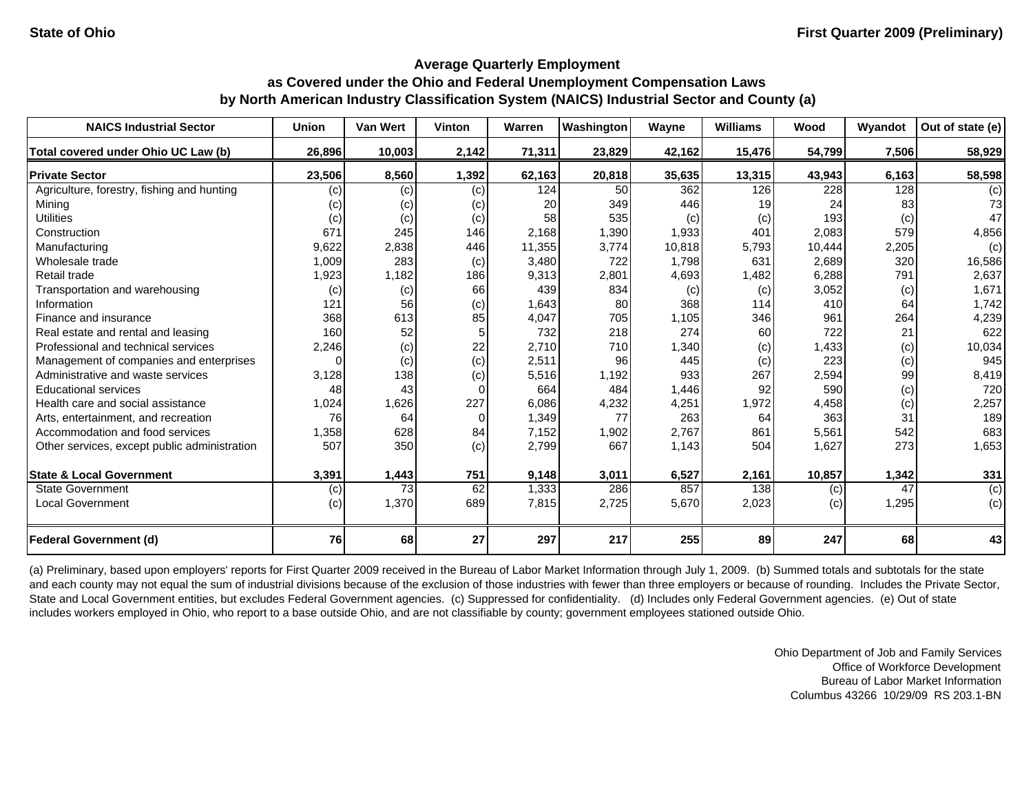State of Ohio

First Quarter 2009 (Preliminary)

## Average Quarterly Employment as Covered under the Ohio and Federal Unemployment Compensation Laws by North American Industry Classification System (NAICS) Industrial Sector and County (a)

| NAICS Industrial Sector | Union | Van Wert | Vinton | Warren | Washington | Wayne | Williams | Wood | Wyandot | Out of state (e) |
|---|---|---|---|---|---|---|---|---|---|---|
| **Total covered under Ohio UC Law (b)** | **26,896** | **10,003** | **2,142** | **71,311** | **23,829** | **42,162** | **15,476** | **54,799** | **7,506** | **58,929** |
| **Private Sector** | **23,506** | **8,560** | **1,392** | **62,163** | **20,818** | **35,635** | **13,315** | **43,943** | **6,163** | **58,598** |
| Agriculture, forestry, fishing and hunting | (c) | (c) | (c) | 124 | 50 | 362 | 126 | 228 | 128 | (c) |
| Mining | (c) | (c) | (c) | 20 | 349 | 446 | 19 | 24 | 83 | 73 |
| Utilities | (c) | (c) | (c) | 58 | 535 | (c) | (c) | 193 | (c) | 47 |
| Construction | 671 | 245 | 146 | 2,168 | 1,390 | 1,933 | 401 | 2,083 | 579 | 4,856 |
| Manufacturing | 9,622 | 2,838 | 446 | 11,355 | 3,774 | 10,818 | 5,793 | 10,444 | 2,205 | (c) |
| Wholesale trade | 1,009 | 283 | (c) | 3,480 | 722 | 1,798 | 631 | 2,689 | 320 | 16,586 |
| Retail trade | 1,923 | 1,182 | 186 | 9,313 | 2,801 | 4,693 | 1,482 | 6,288 | 791 | 2,637 |
| Transportation and warehousing | (c) | (c) | 66 | 439 | 834 | (c) | (c) | 3,052 | (c) | 1,671 |
| Information | 121 | 56 | (c) | 1,643 | 80 | 368 | 114 | 410 | 64 | 1,742 |
| Finance and insurance | 368 | 613 | 85 | 4,047 | 705 | 1,105 | 346 | 961 | 264 | 4,239 |
| Real estate and rental and leasing | 160 | 52 | 5 | 732 | 218 | 274 | 60 | 722 | 21 | 622 |
| Professional and technical services | 2,246 | (c) | 22 | 2,710 | 710 | 1,340 | (c) | 1,433 | (c) | 10,034 |
| Management of companies and enterprises | 0 | (c) | (c) | 2,511 | 96 | 445 | (c) | 223 | (c) | 945 |
| Administrative and waste services | 3,128 | 138 | (c) | 5,516 | 1,192 | 933 | 267 | 2,594 | 99 | 8,419 |
| Educational services | 48 | 43 | 0 | 664 | 484 | 1,446 | 92 | 590 | (c) | 720 |
| Health care and social assistance | 1,024 | 1,626 | 227 | 6,086 | 4,232 | 4,251 | 1,972 | 4,458 | (c) | 2,257 |
| Arts, entertainment, and recreation | 76 | 64 | 0 | 1,349 | 77 | 263 | 64 | 363 | 31 | 189 |
| Accommodation and food services | 1,358 | 628 | 84 | 7,152 | 1,902 | 2,767 | 861 | 5,561 | 542 | 683 |
| Other services, except public administration | 507 | 350 | (c) | 2,799 | 667 | 1,143 | 504 | 1,627 | 273 | 1,653 |
| **State & Local Government** | **3,391** | **1,443** | **751** | **9,148** | **3,011** | **6,527** | **2,161** | **10,857** | **1,342** | **331** |
| State Government | (c) | 73 | 62 | 1,333 | 286 | 857 | 138 | (c) | 47 | (c) |
| Local Government | (c) | 1,370 | 689 | 7,815 | 2,725 | 5,670 | 2,023 | (c) | 1,295 | (c) |
| **Federal Government (d)** | **76** | **68** | **27** | **297** | **217** | **255** | **89** | **247** | **68** | **43** |

(a) Preliminary, based upon employers' reports for First Quarter 2009 received in the Bureau of Labor Market Information through July 1, 2009. (b) Summed totals and subtotals for the state and each county may not equal the sum of industrial divisions because of the exclusion of those industries with fewer than three employers or because of rounding. Includes the Private Sector, State and Local Government entities, but excludes Federal Government agencies. (c) Suppressed for confidentiality. (d) Includes only Federal Government agencies. (e) Out of state includes workers employed in Ohio, who report to a base outside Ohio, and are not classifiable by county; government employees stationed outside Ohio.

Ohio Department of Job and Family Services
Office of Workforce Development
Bureau of Labor Market Information
Columbus 43266 10/29/09 RS 203.1-BN